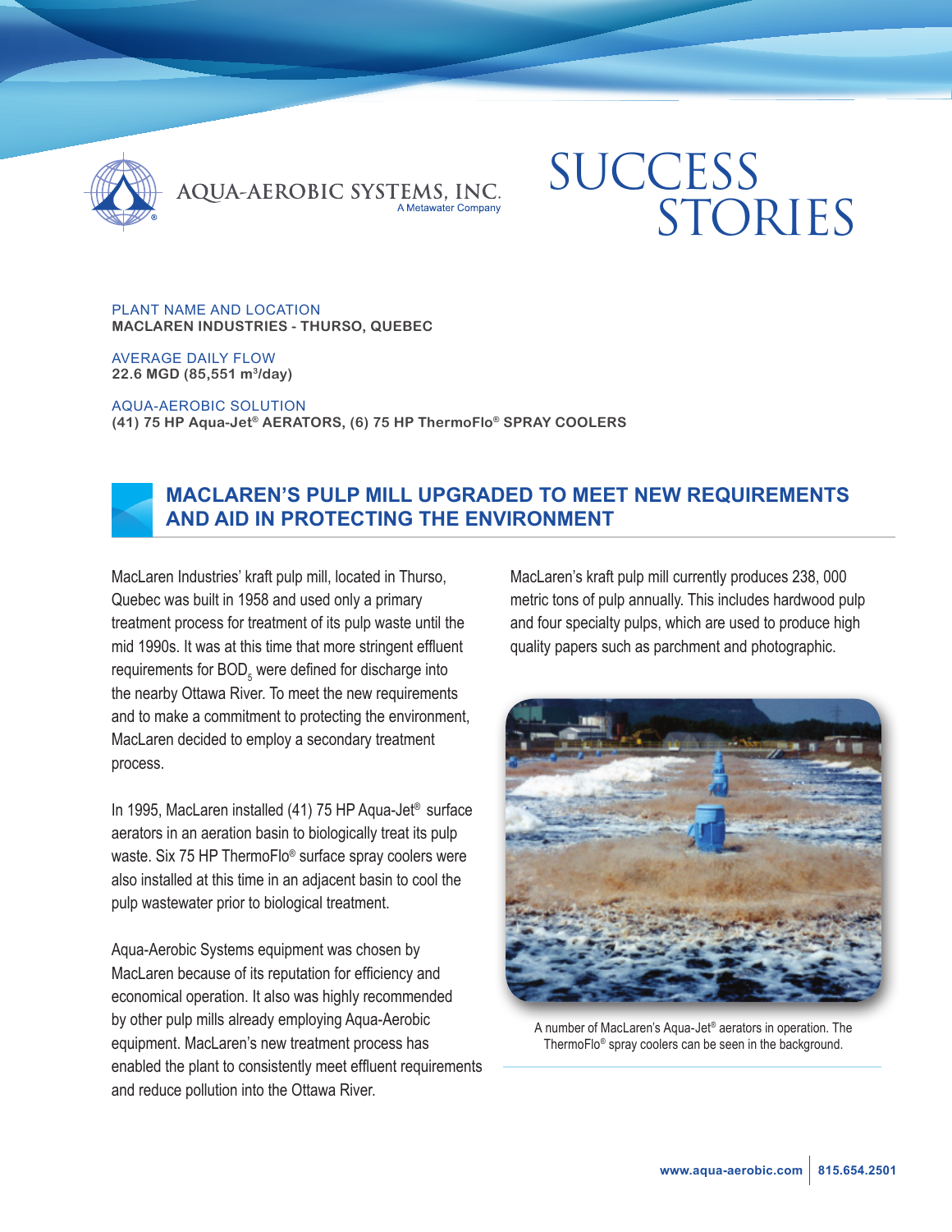AQUA-AEROBIC SYSTEMS, INC.
A Metawater Company

# SUCCESS STORIES

PLANT NAME AND LOCATION
**MACLAREN INDUSTRIES - THURSO, QUEBEC**

AVERAGE DAILY FLOW
**22.6 MGD (85,551 $m^3$/day)**

AQUA-AEROBIC SOLUTION
**(41) 75 HP Aqua-Jet® AERATORS, (6) 75 HP ThermoFlo® SPRAY COOLERS**

## MACLAREN'S PULP MILL UPGRADED TO MEET NEW REQUIREMENTS AND AID IN PROTECTING THE ENVIRONMENT

MacLaren Industries' kraft pulp mill, located in Thurso, Quebec was built in 1958 and used only a primary treatment process for treatment of its pulp waste until the mid 1990s. It was at this time that more stringent effluent requirements for $BOD_5$ were defined for discharge into the nearby Ottawa River. To meet the new requirements and to make a commitment to protecting the environment, MacLaren decided to employ a secondary treatment process.

In 1995, MacLaren installed (41) 75 HP Aqua-Jet® surface aerators in an aeration basin to biologically treat its pulp waste. Six 75 HP ThermoFlo® surface spray coolers were also installed at this time in an adjacent basin to cool the pulp wastewater prior to biological treatment.

Aqua-Aerobic Systems equipment was chosen by MacLaren because of its reputation for efficiency and economical operation. It also was highly recommended by other pulp mills already employing Aqua-Aerobic equipment. MacLaren's new treatment process has enabled the plant to consistently meet effluent requirements and reduce pollution into the Ottawa River.

MacLaren's kraft pulp mill currently produces 238, 000 metric tons of pulp annually. This includes hardwood pulp and four specialty pulps, which are used to produce high quality papers such as parchment and photographic.

A number of MacLaren's Aqua-Jet® aerators in operation. The ThermoFlo® spray coolers can be seen in the background.

www.aqua-aerobic.com | 815.654.2501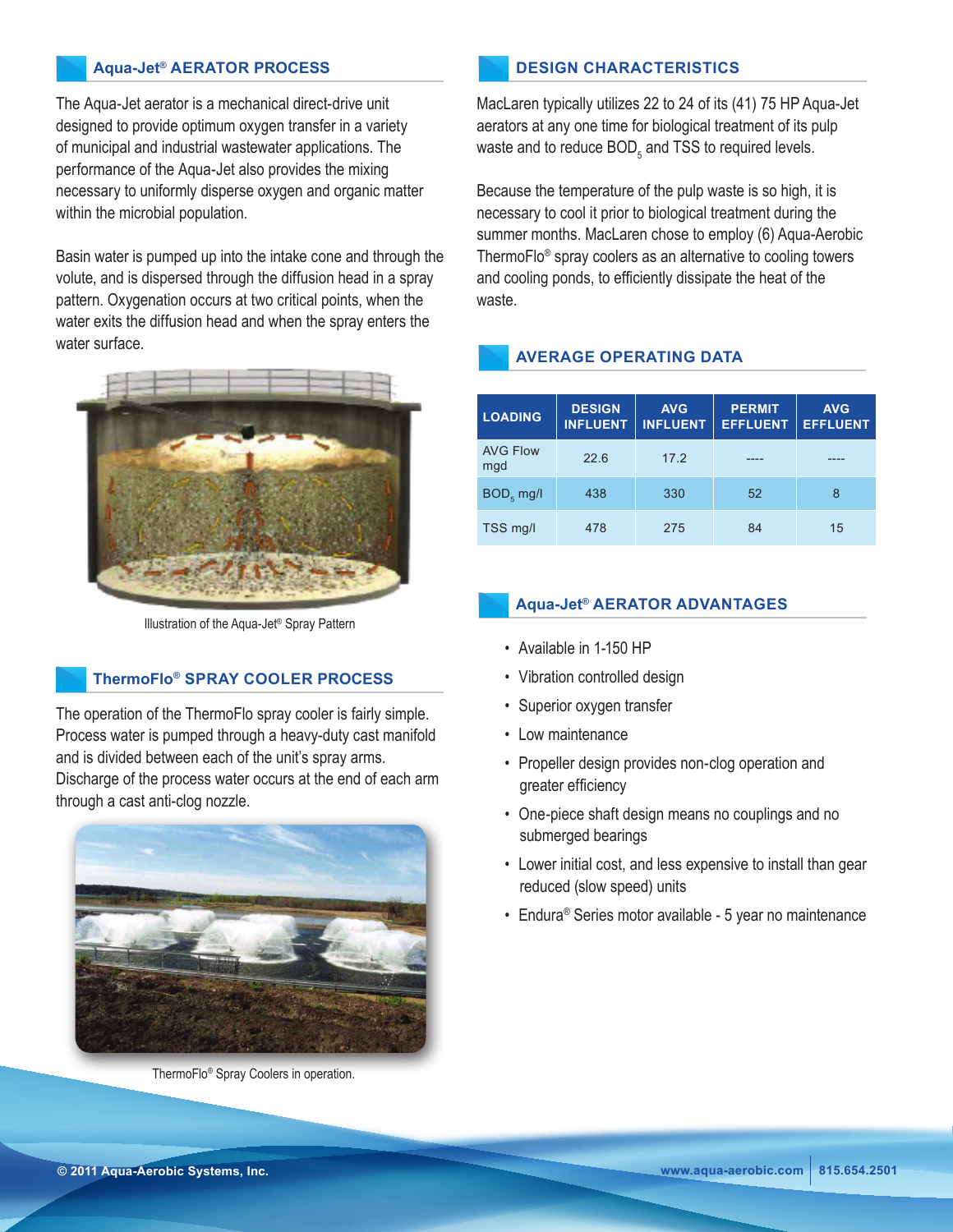## Aqua-Jet® AERATOR PROCESS

The Aqua-Jet aerator is a mechanical direct-drive unit designed to provide optimum oxygen transfer in a variety of municipal and industrial wastewater applications. The performance of the Aqua-Jet also provides the mixing necessary to uniformly disperse oxygen and organic matter within the microbial population.

Basin water is pumped up into the intake cone and through the volute, and is dispersed through the diffusion head in a spray pattern. Oxygenation occurs at two critical points, when the water exits the diffusion head and when the spray enters the water surface.

Illustration of the Aqua-Jet® Spray Pattern

## ThermoFlo® SPRAY COOLER PROCESS

The operation of the ThermoFlo spray cooler is fairly simple. Process water is pumped through a heavy-duty cast manifold and is divided between each of the unit's spray arms. Discharge of the process water occurs at the end of each arm through a cast anti-clog nozzle.

ThermoFlo® Spray Coolers in operation.

## DESIGN CHARACTERISTICS

MacLaren typically utilizes 22 to 24 of its (41) 75 HP Aqua-Jet aerators at any one time for biological treatment of its pulp waste and to reduce $BOD_5$ and TSS to required levels.

Because the temperature of the pulp waste is so high, it is necessary to cool it prior to biological treatment during the summer months. MacLaren chose to employ (6) Aqua-Aerobic ThermoFlo® spray coolers as an alternative to cooling towers and cooling ponds, to efficiently dissipate the heat of the waste.

## AVERAGE OPERATING DATA

| LOADING | DESIGN INFLUENT | AVG INFLUENT | PERMIT EFFLUENT | AVG EFFLUENT |
|---|---|---|---|---|
| AVG Flow mgd | 22.6 | 17.2 | ---- | ---- |
| $BOD_5$ mg/l | 438 | 330 | 52 | 8 |
| TSS mg/l | 478 | 275 | 84 | 15 |

## Aqua-Jet® AERATOR ADVANTAGES

- Available in 1-150 HP
- Vibration controlled design
- Superior oxygen transfer
- Low maintenance
- Propeller design provides non-clog operation and greater efficiency
- One-piece shaft design means no couplings and no submerged bearings
- Lower initial cost, and less expensive to install than gear reduced (slow speed) units
- Endura® Series motor available - 5 year no maintenance

© 2011 Aqua-Aerobic Systems, Inc.

www.aqua-aerobic.com | 815.654.2501